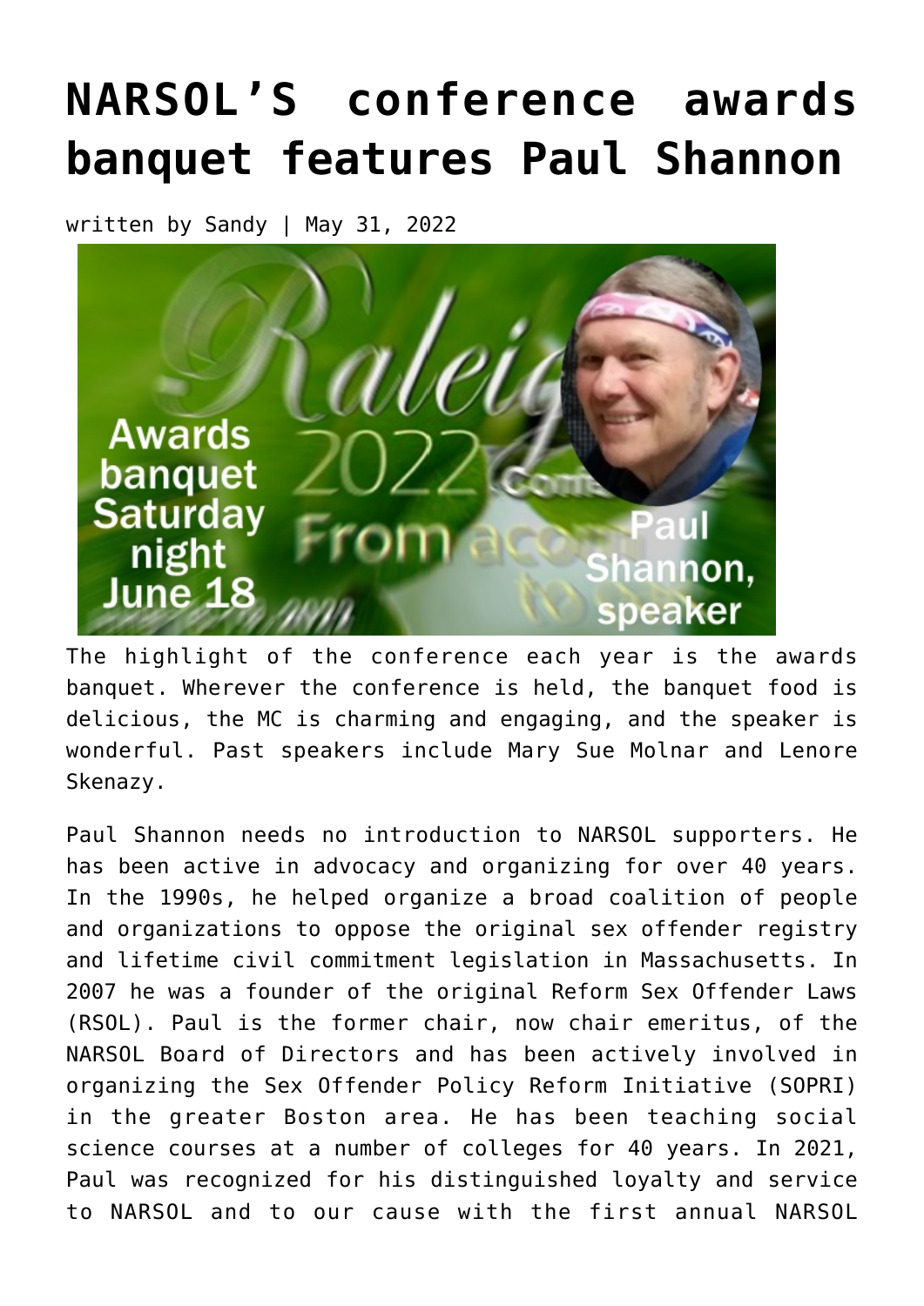# NARSOL'S conference awards banquet features Paul Shannon

written by Sandy | May 31, 2022

The highlight of the conference each year is the awards banquet. Wherever the conference is held, the banquet food is delicious, the MC is charming and engaging, and the speaker is wonderful. Past speakers include Mary Sue Molnar and Lenore Skenazy.

Paul Shannon needs no introduction to NARSOL supporters. He has been active in advocacy and organizing for over 40 years. In the 1990s, he helped organize a broad coalition of people and organizations to oppose the original sex offender registry and lifetime civil commitment legislation in Massachusetts. In 2007 he was a founder of the original Reform Sex Offender Laws (RSOL). Paul is the former chair, now chair emeritus, of the NARSOL Board of Directors and has been actively involved in organizing the Sex Offender Policy Reform Initiative (SOPRI) in the greater Boston area. He has been teaching social science courses at a number of colleges for 40 years. In 2021, Paul was recognized for his distinguished loyalty and service to NARSOL and to our cause with the first annual NARSOL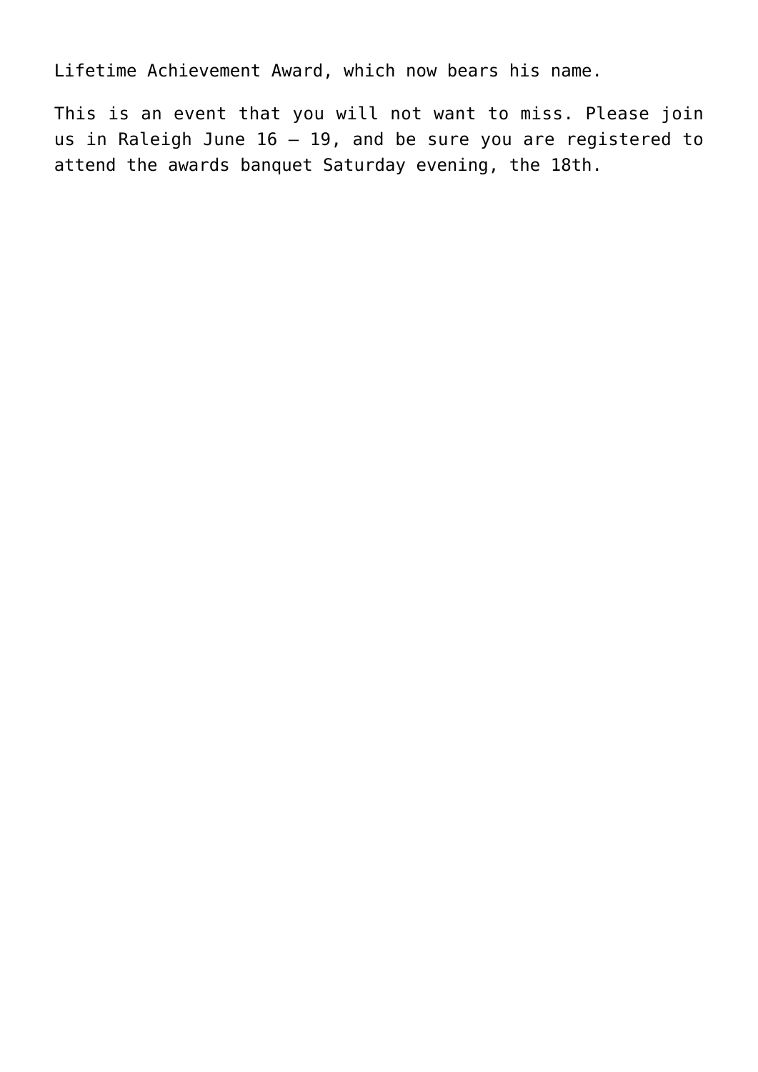Lifetime Achievement Award, which now bears his name.

This is an event that you will not want to miss. Please join us in Raleigh June 16 – 19, and be sure you are registered to attend the awards banquet Saturday evening, the 18th.